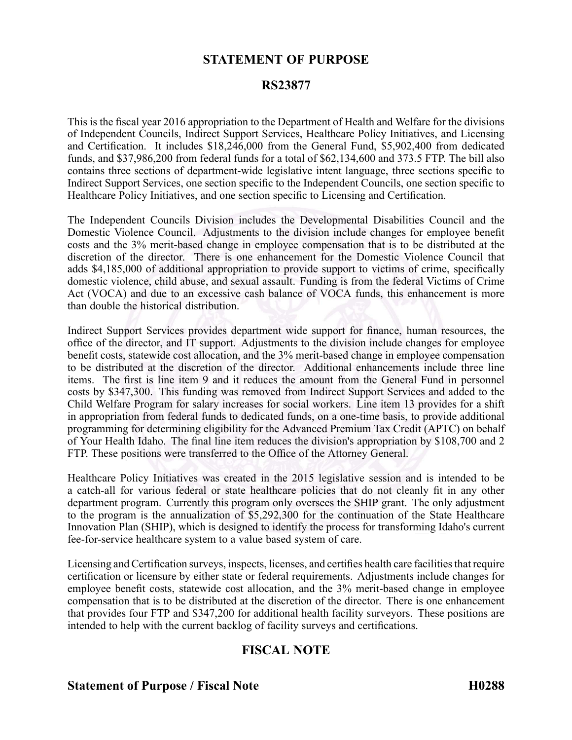# STATEMENT OF PURPOSE

## RS23877

This is the fiscal year 2016 appropriation to the Department of Health and Welfare for the divisions of Independent Councils, Indirect Support Services, Healthcare Policy Initiatives, and Licensing and Certification. It includes $18,246,000 from the General Fund, $5,902,400 from dedicated funds, and $37,986,200 from federal funds for a total of $62,134,600 and 373.5 FTP. The bill also contains three sections of department-wide legislative intent language, three sections specific to Indirect Support Services, one section specific to the Independent Councils, one section specific to Healthcare Policy Initiatives, and one section specific to Licensing and Certification.

The Independent Councils Division includes the Developmental Disabilities Council and the Domestic Violence Council. Adjustments to the division include changes for employee benefit costs and the 3% merit-based change in employee compensation that is to be distributed at the discretion of the director. There is one enhancement for the Domestic Violence Council that adds $4,185,000 of additional appropriation to provide support to victims of crime, specifically domestic violence, child abuse, and sexual assault. Funding is from the federal Victims of Crime Act (VOCA) and due to an excessive cash balance of VOCA funds, this enhancement is more than double the historical distribution.

Indirect Support Services provides department wide support for finance, human resources, the office of the director, and IT support. Adjustments to the division include changes for employee benefit costs, statewide cost allocation, and the 3% merit-based change in employee compensation to be distributed at the discretion of the director. Additional enhancements include three line items. The first is line item 9 and it reduces the amount from the General Fund in personnel costs by $347,300. This funding was removed from Indirect Support Services and added to the Child Welfare Program for salary increases for social workers. Line item 13 provides for a shift in appropriation from federal funds to dedicated funds, on a one-time basis, to provide additional programming for determining eligibility for the Advanced Premium Tax Credit (APTC) on behalf of Your Health Idaho. The final line item reduces the division's appropriation by $108,700 and 2 FTP. These positions were transferred to the Office of the Attorney General.

Healthcare Policy Initiatives was created in the 2015 legislative session and is intended to be a catch-all for various federal or state healthcare policies that do not cleanly fit in any other department program. Currently this program only oversees the SHIP grant. The only adjustment to the program is the annualization of $5,292,300 for the continuation of the State Healthcare Innovation Plan (SHIP), which is designed to identify the process for transforming Idaho's current fee-for-service healthcare system to a value based system of care.

Licensing and Certification surveys, inspects, licenses, and certifies health care facilities that require certification or licensure by either state or federal requirements. Adjustments include changes for employee benefit costs, statewide cost allocation, and the 3% merit-based change in employee compensation that is to be distributed at the discretion of the director. There is one enhancement that provides four FTP and $347,200 for additional health facility surveyors. These positions are intended to help with the current backlog of facility surveys and certifications.

# FISCAL NOTE

**Statement of Purpose / Fiscal Note** **H0288**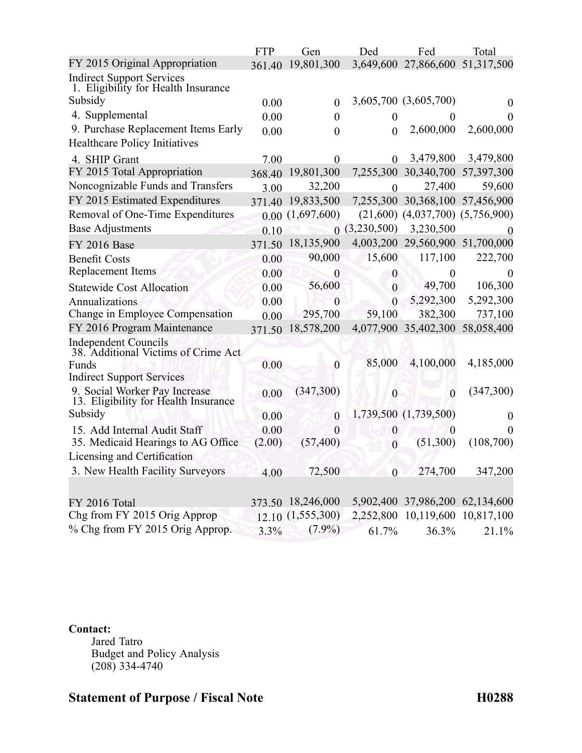| | FTP | Gen | Ded | Fed | Total |
|---|---|---|---|---|---|
| FY 2015 Original Appropriation | 361.40 | 19,801,300 | 3,649,600 | 27,866,600 | 51,317,500 |
| Indirect Support Services | | | | | |
| 1. Eligibility for Health Insurance Subsidy | 0.00 | 0 | 3,605,700 | (3,605,700) | 0 |
| 4. Supplemental | 0.00 | 0 | 0 | 0 | 0 |
| 9. Purchase Replacement Items Early | 0.00 | 0 | 0 | 2,600,000 | 2,600,000 |
| Healthcare Policy Initiatives | | | | | |
| 4. SHIP Grant | 7.00 | 0 | 0 | 3,479,800 | 3,479,800 |
| FY 2015 Total Appropriation | 368.40 | 19,801,300 | 7,255,300 | 30,340,700 | 57,397,300 |
| Noncognizable Funds and Transfers | 3.00 | 32,200 | 0 | 27,400 | 59,600 |
| FY 2015 Estimated Expenditures | 371.40 | 19,833,500 | 7,255,300 | 30,368,100 | 57,456,900 |
| Removal of One-Time Expenditures | 0.00 | (1,697,600) | (21,600) | (4,037,700) | (5,756,900) |
| Base Adjustments | 0.10 | 0 | (3,230,500) | 3,230,500 | 0 |
| FY 2016 Base | 371.50 | 18,135,900 | 4,003,200 | 29,560,900 | 51,700,000 |
| Benefit Costs | 0.00 | 90,000 | 15,600 | 117,100 | 222,700 |
| Replacement Items | 0.00 | 0 | 0 | 0 | 0 |
| Statewide Cost Allocation | 0.00 | 56,600 | 0 | 49,700 | 106,300 |
| Annualizations | 0.00 | 0 | 0 | 5,292,300 | 5,292,300 |
| Change in Employee Compensation | 0.00 | 295,700 | 59,100 | 382,300 | 737,100 |
| FY 2016 Program Maintenance | 371.50 | 18,578,200 | 4,077,900 | 35,402,300 | 58,058,400 |
| Independent Councils | | | | | |
| 38. Additional Victims of Crime Act Funds | 0.00 | 0 | 85,000 | 4,100,000 | 4,185,000 |
| Indirect Support Services | | | | | |
| 9. Social Worker Pay Increase | 0.00 | (347,300) | 0 | 0 | (347,300) |
| 13. Eligibility for Health Insurance Subsidy | 0.00 | 0 | 1,739,500 | (1,739,500) | 0 |
| 15. Add Internal Audit Staff | 0.00 | 0 | 0 | 0 | 0 |
| 35. Medicaid Hearings to AG Office | (2.00) | (57,400) | 0 | (51,300) | (108,700) |
| Licensing and Certification | | | | | |
| 3. New Health Facility Surveyors | 4.00 | 72,500 | 0 | 274,700 | 347,200 |
| FY 2016 Total | 373.50 | 18,246,000 | 5,902,400 | 37,986,200 | 62,134,600 |
| Chg from FY 2015 Orig Approp | 12.10 | (1,555,300) | 2,252,800 | 10,119,600 | 10,817,100 |
| % Chg from FY 2015 Orig Approp. | 3.3% | (7.9%) | 61.7% | 36.3% | 21.1% |

**Contact:**
Jared Tatro
Budget and Policy Analysis
(208) 334-4740

**Statement of Purpose / Fiscal Note** **H0288**